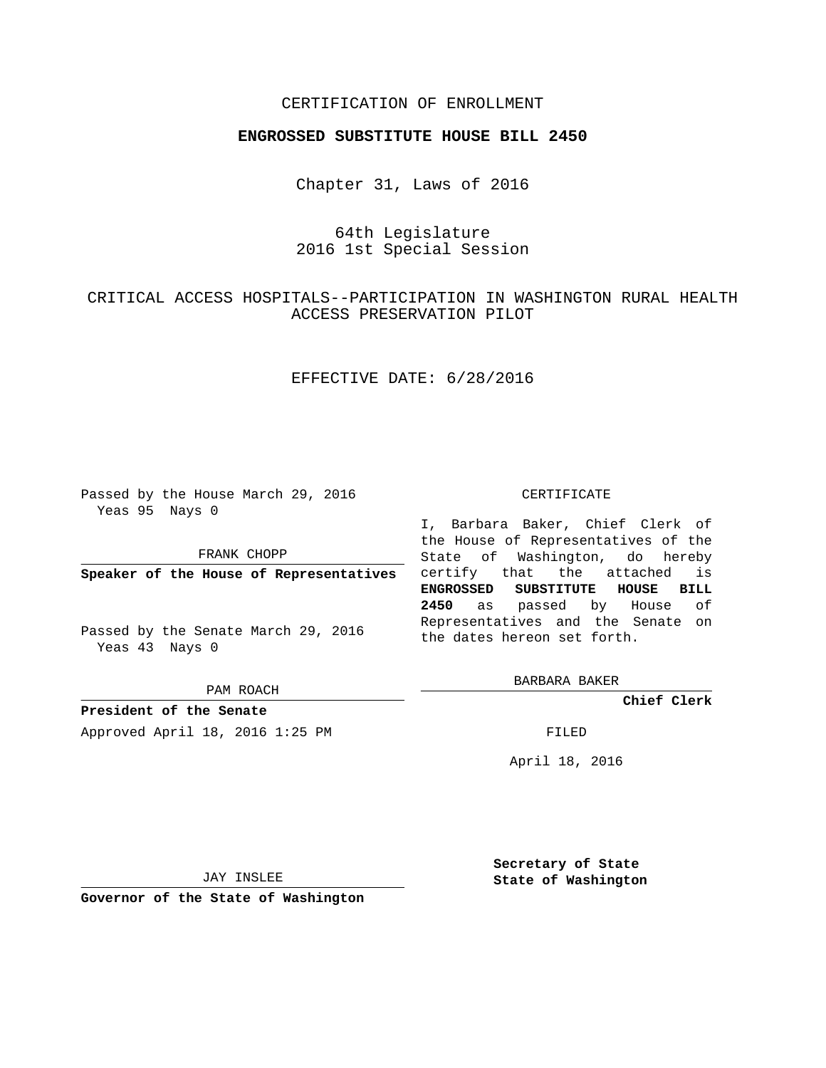CERTIFICATION OF ENROLLMENT

**ENGROSSED SUBSTITUTE HOUSE BILL 2450**

Chapter 31, Laws of 2016

64th Legislature
2016 1st Special Session

CRITICAL ACCESS HOSPITALS--PARTICIPATION IN WASHINGTON RURAL HEALTH ACCESS PRESERVATION PILOT

EFFECTIVE DATE: 6/28/2016

Passed by the House March 29, 2016
Yeas 95 Nays 0

FRANK CHOPP

**Speaker of the House of Representatives**

Passed by the Senate March 29, 2016
Yeas 43 Nays 0

PAM ROACH

**President of the Senate**

Approved April 18, 2016 1:25 PM

JAY INSLEE

**Governor of the State of Washington**

CERTIFICATE

I, Barbara Baker, Chief Clerk of the House of Representatives of the State of Washington, do hereby certify that the attached is **ENGROSSED SUBSTITUTE HOUSE BILL 2450** as passed by House of Representatives and the Senate on the dates hereon set forth.

BARBARA BAKER

**Chief Clerk**

FILED

April 18, 2016

**Secretary of State**
**State of Washington**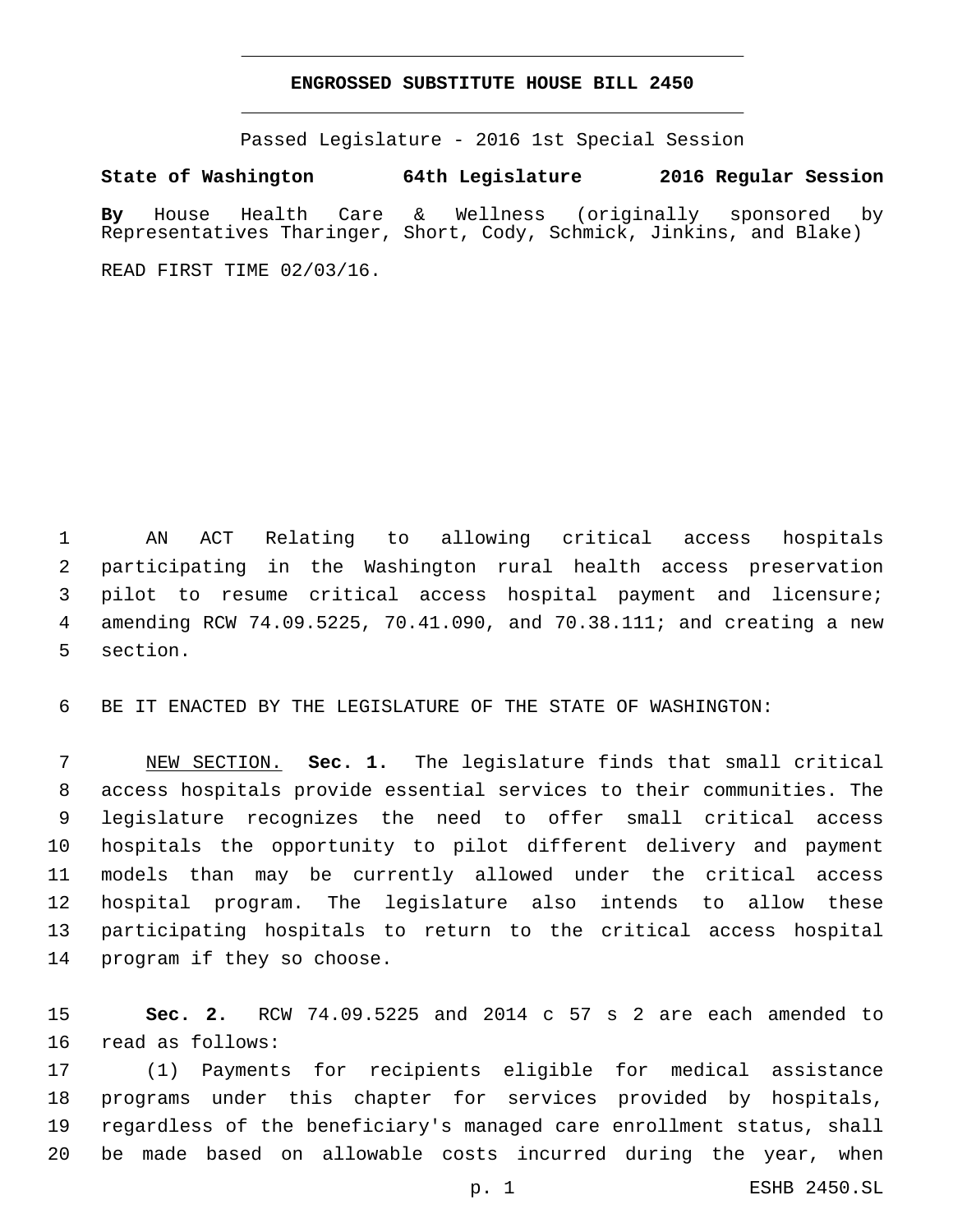**ENGROSSED SUBSTITUTE HOUSE BILL 2450**

Passed Legislature - 2016 1st Special Session

**State of Washington 64th Legislature 2016 Regular Session**

**By** House Health Care & Wellness (originally sponsored by Representatives Tharinger, Short, Cody, Schmick, Jinkins, and Blake)

READ FIRST TIME 02/03/16.

1 AN ACT Relating to allowing critical access hospitals
2 participating in the Washington rural health access preservation
3 pilot to resume critical access hospital payment and licensure;
4 amending RCW 74.09.5225, 70.41.090, and 70.38.111; and creating a new
5 section.

6 BE IT ENACTED BY THE LEGISLATURE OF THE STATE OF WASHINGTON:

7 NEW SECTION. **Sec. 1.** The legislature finds that small critical
8 access hospitals provide essential services to their communities. The
9 legislature recognizes the need to offer small critical access
10 hospitals the opportunity to pilot different delivery and payment
11 models than may be currently allowed under the critical access
12 hospital program. The legislature also intends to allow these
13 participating hospitals to return to the critical access hospital
14 program if they so choose.

15 **Sec. 2.** RCW 74.09.5225 and 2014 c 57 s 2 are each amended to
16 read as follows:

17 (1) Payments for recipients eligible for medical assistance
18 programs under this chapter for services provided by hospitals,
19 regardless of the beneficiary's managed care enrollment status, shall
20 be made based on allowable costs incurred during the year, when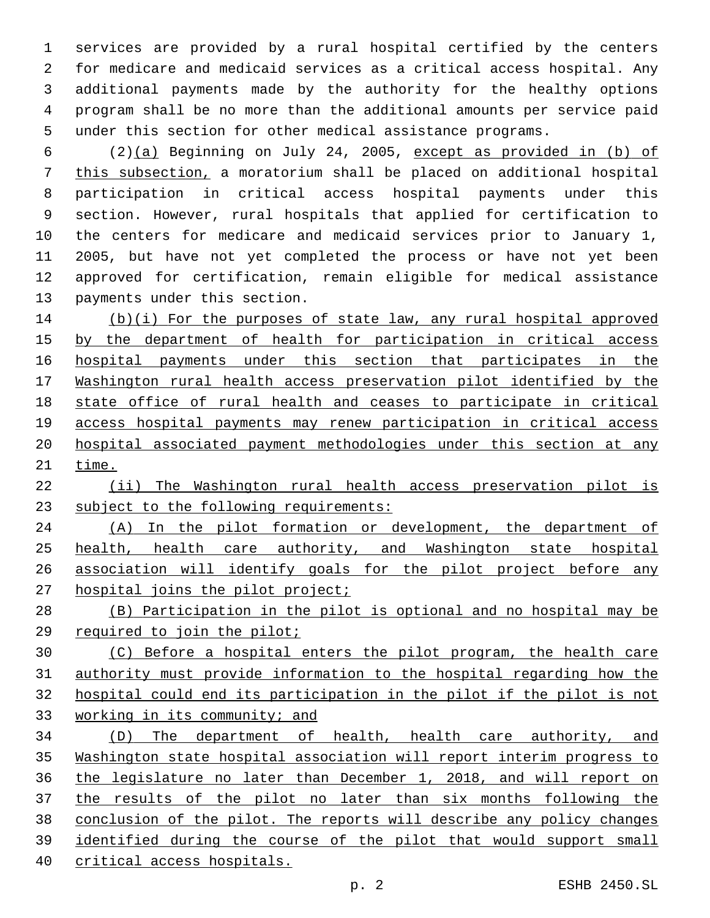services are provided by a rural hospital certified by the centers for medicare and medicaid services as a critical access hospital. Any additional payments made by the authority for the healthy options program shall be no more than the additional amounts per service paid under this section for other medical assistance programs.

(2)<u>(a)</u> Beginning on July 24, 2005, <u>except as provided in (b) of this subsection,</u> a moratorium shall be placed on additional hospital participation in critical access hospital payments under this section. However, rural hospitals that applied for certification to the centers for medicare and medicaid services prior to January 1, 2005, but have not yet completed the process or have not yet been approved for certification, remain eligible for medical assistance payments under this section.

<u>(b)(i) For the purposes of state law, any rural hospital approved by the department of health for participation in critical access hospital payments under this section that participates in the Washington rural health access preservation pilot identified by the state office of rural health and ceases to participate in critical access hospital payments may renew participation in critical access hospital associated payment methodologies under this section at any time.</u>

<u>(ii) The Washington rural health access preservation pilot is subject to the following requirements:</u>

<u>(A) In the pilot formation or development, the department of health, health care authority, and Washington state hospital association will identify goals for the pilot project before any hospital joins the pilot project;</u>

<u>(B) Participation in the pilot is optional and no hospital may be required to join the pilot;</u>

<u>(C) Before a hospital enters the pilot program, the health care authority must provide information to the hospital regarding how the hospital could end its participation in the pilot if the pilot is not working in its community; and</u>

<u>(D) The department of health, health care authority, and Washington state hospital association will report interim progress to the legislature no later than December 1, 2018, and will report on the results of the pilot no later than six months following the conclusion of the pilot. The reports will describe any policy changes identified during the course of the pilot that would support small critical access hospitals.</u>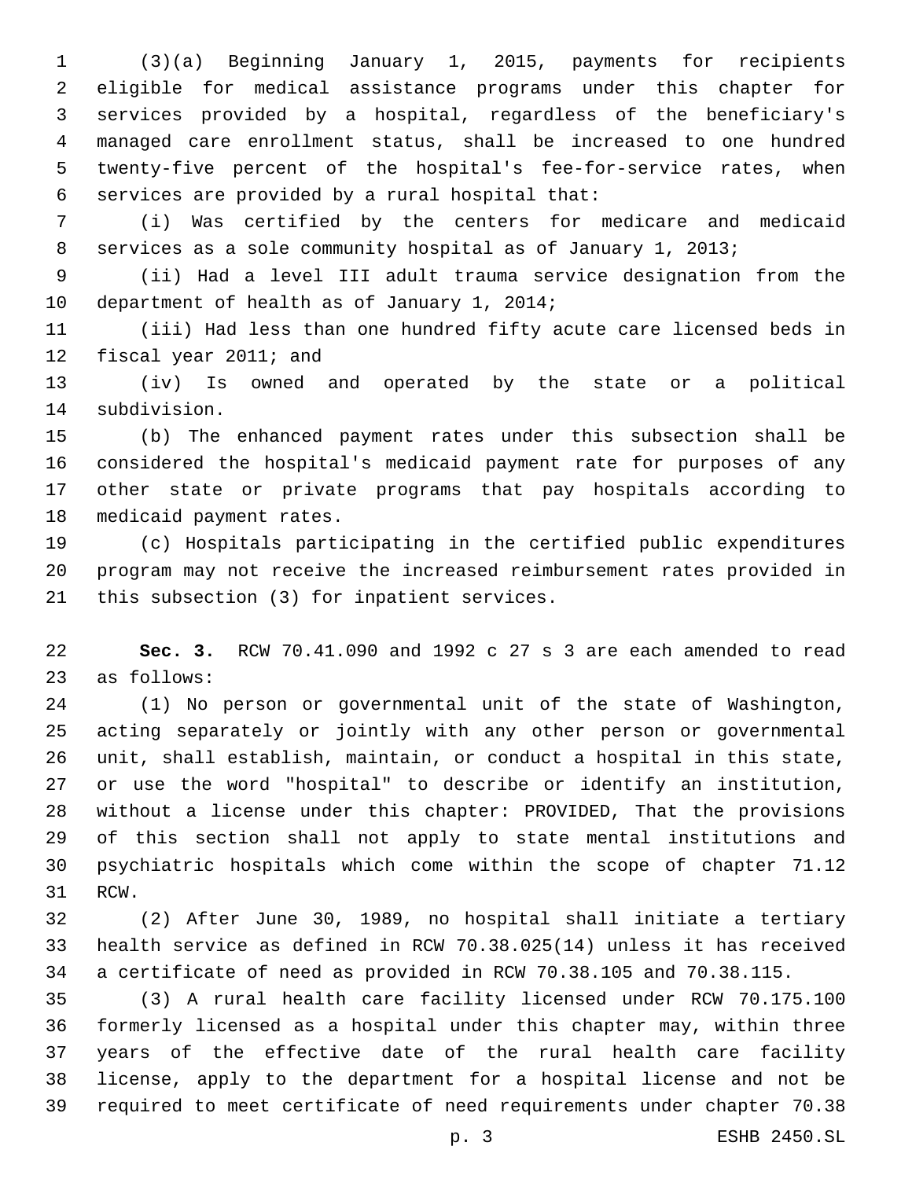(3)(a) Beginning January 1, 2015, payments for recipients eligible for medical assistance programs under this chapter for services provided by a hospital, regardless of the beneficiary's managed care enrollment status, shall be increased to one hundred twenty-five percent of the hospital's fee-for-service rates, when services are provided by a rural hospital that:

(i) Was certified by the centers for medicare and medicaid services as a sole community hospital as of January 1, 2013;

(ii) Had a level III adult trauma service designation from the department of health as of January 1, 2014;

(iii) Had less than one hundred fifty acute care licensed beds in fiscal year 2011; and

(iv) Is owned and operated by the state or a political subdivision.

(b) The enhanced payment rates under this subsection shall be considered the hospital's medicaid payment rate for purposes of any other state or private programs that pay hospitals according to medicaid payment rates.

(c) Hospitals participating in the certified public expenditures program may not receive the increased reimbursement rates provided in this subsection (3) for inpatient services.

**Sec. 3.** RCW 70.41.090 and 1992 c 27 s 3 are each amended to read as follows:

(1) No person or governmental unit of the state of Washington, acting separately or jointly with any other person or governmental unit, shall establish, maintain, or conduct a hospital in this state, or use the word "hospital" to describe or identify an institution, without a license under this chapter: PROVIDED, That the provisions of this section shall not apply to state mental institutions and psychiatric hospitals which come within the scope of chapter 71.12 RCW.

(2) After June 30, 1989, no hospital shall initiate a tertiary health service as defined in RCW 70.38.025(14) unless it has received a certificate of need as provided in RCW 70.38.105 and 70.38.115.

(3) A rural health care facility licensed under RCW 70.175.100 formerly licensed as a hospital under this chapter may, within three years of the effective date of the rural health care facility license, apply to the department for a hospital license and not be required to meet certificate of need requirements under chapter 70.38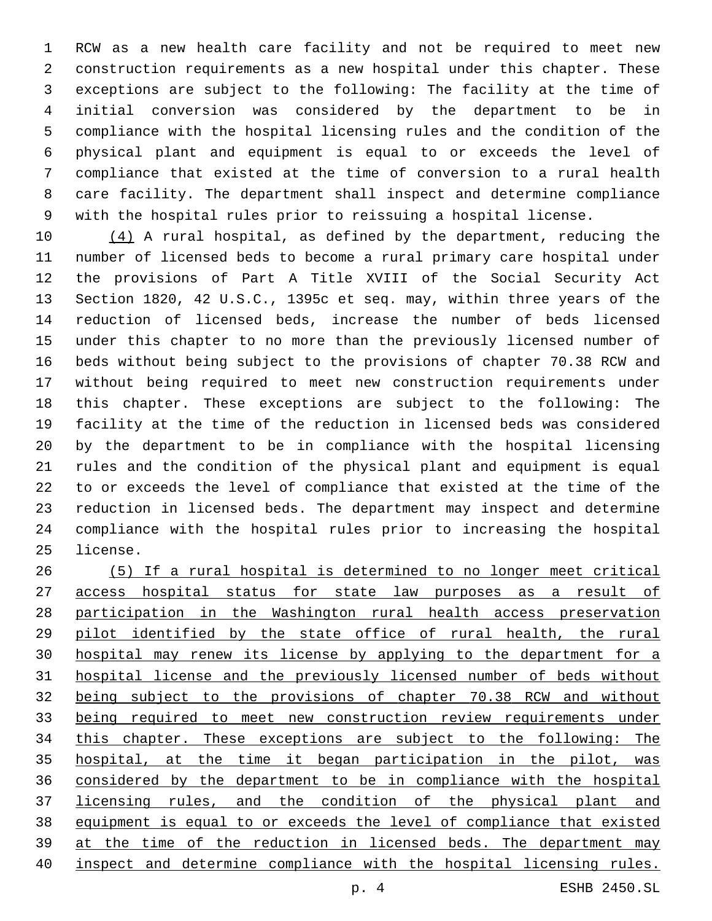RCW as a new health care facility and not be required to meet new construction requirements as a new hospital under this chapter. These exceptions are subject to the following: The facility at the time of initial conversion was considered by the department to be in compliance with the hospital licensing rules and the condition of the physical plant and equipment is equal to or exceeds the level of compliance that existed at the time of conversion to a rural health care facility. The department shall inspect and determine compliance with the hospital rules prior to reissuing a hospital license.

<u>(4)</u> A rural hospital, as defined by the department, reducing the number of licensed beds to become a rural primary care hospital under the provisions of Part A Title XVIII of the Social Security Act Section 1820, 42 U.S.C., 1395c et seq. may, within three years of the reduction of licensed beds, increase the number of beds licensed under this chapter to no more than the previously licensed number of beds without being subject to the provisions of chapter 70.38 RCW and without being required to meet new construction requirements under this chapter. These exceptions are subject to the following: The facility at the time of the reduction in licensed beds was considered by the department to be in compliance with the hospital licensing rules and the condition of the physical plant and equipment is equal to or exceeds the level of compliance that existed at the time of the reduction in licensed beds. The department may inspect and determine compliance with the hospital rules prior to increasing the hospital license.

<u>(5) If a rural hospital is determined to no longer meet critical access hospital status for state law purposes as a result of participation in the Washington rural health access preservation pilot identified by the state office of rural health, the rural hospital may renew its license by applying to the department for a hospital license and the previously licensed number of beds without being subject to the provisions of chapter 70.38 RCW and without being required to meet new construction review requirements under this chapter. These exceptions are subject to the following: The hospital, at the time it began participation in the pilot, was considered by the department to be in compliance with the hospital licensing rules, and the condition of the physical plant and equipment is equal to or exceeds the level of compliance that existed at the time of the reduction in licensed beds. The department may inspect and determine compliance with the hospital licensing rules.</u>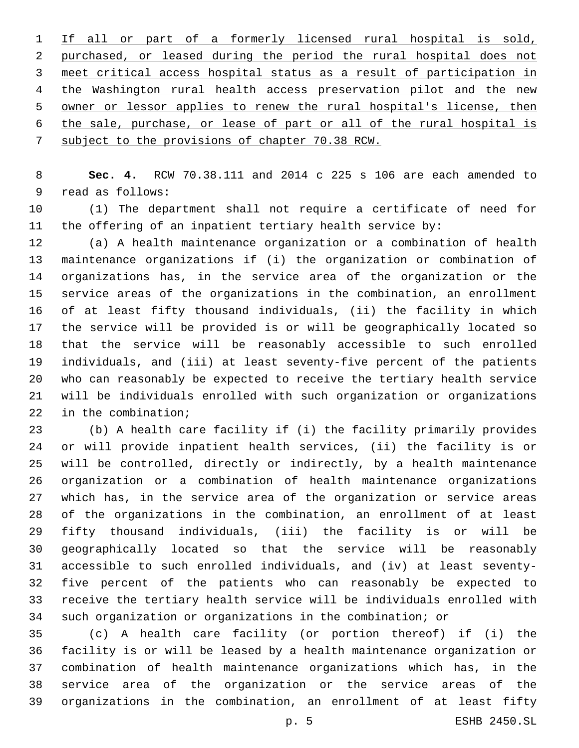If all or part of a formerly licensed rural hospital is sold, purchased, or leased during the period the rural hospital does not meet critical access hospital status as a result of participation in the Washington rural health access preservation pilot and the new owner or lessor applies to renew the rural hospital's license, then the sale, purchase, or lease of part or all of the rural hospital is subject to the provisions of chapter 70.38 RCW.

**Sec. 4.** RCW 70.38.111 and 2014 c 225 s 106 are each amended to read as follows:

(1) The department shall not require a certificate of need for the offering of an inpatient tertiary health service by:

(a) A health maintenance organization or a combination of health maintenance organizations if (i) the organization or combination of organizations has, in the service area of the organization or the service areas of the organizations in the combination, an enrollment of at least fifty thousand individuals, (ii) the facility in which the service will be provided is or will be geographically located so that the service will be reasonably accessible to such enrolled individuals, and (iii) at least seventy-five percent of the patients who can reasonably be expected to receive the tertiary health service will be individuals enrolled with such organization or organizations in the combination;

(b) A health care facility if (i) the facility primarily provides or will provide inpatient health services, (ii) the facility is or will be controlled, directly or indirectly, by a health maintenance organization or a combination of health maintenance organizations which has, in the service area of the organization or service areas of the organizations in the combination, an enrollment of at least fifty thousand individuals, (iii) the facility is or will be geographically located so that the service will be reasonably accessible to such enrolled individuals, and (iv) at least seventy-five percent of the patients who can reasonably be expected to receive the tertiary health service will be individuals enrolled with such organization or organizations in the combination; or

(c) A health care facility (or portion thereof) if (i) the facility is or will be leased by a health maintenance organization or combination of health maintenance organizations which has, in the service area of the organization or the service areas of the organizations in the combination, an enrollment of at least fifty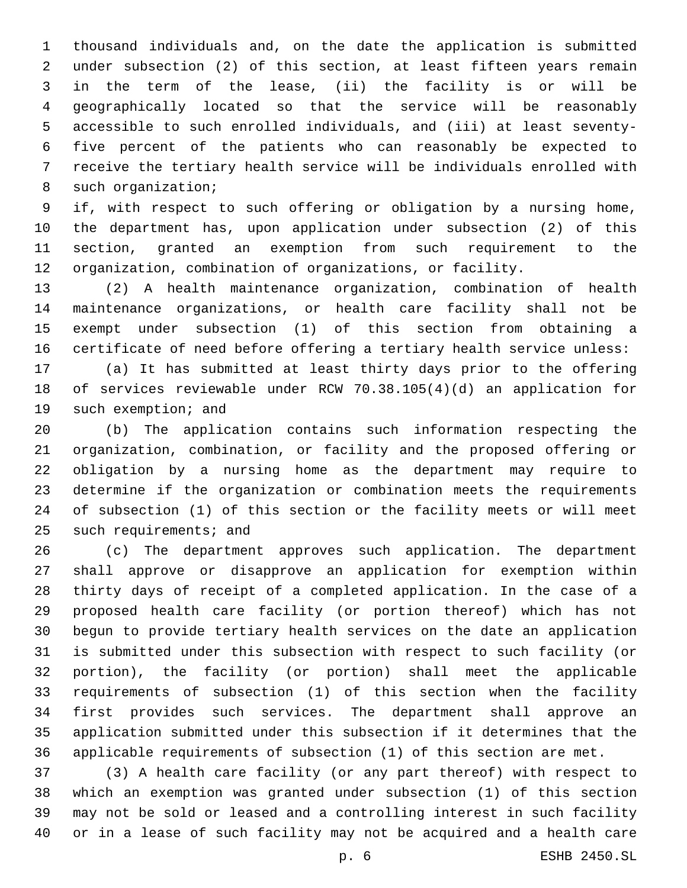thousand individuals and, on the date the application is submitted under subsection (2) of this section, at least fifteen years remain in the term of the lease, (ii) the facility is or will be geographically located so that the service will be reasonably accessible to such enrolled individuals, and (iii) at least seventy-five percent of the patients who can reasonably be expected to receive the tertiary health service will be individuals enrolled with such organization;

if, with respect to such offering or obligation by a nursing home, the department has, upon application under subsection (2) of this section, granted an exemption from such requirement to the organization, combination of organizations, or facility.

(2) A health maintenance organization, combination of health maintenance organizations, or health care facility shall not be exempt under subsection (1) of this section from obtaining a certificate of need before offering a tertiary health service unless:

(a) It has submitted at least thirty days prior to the offering of services reviewable under RCW 70.38.105(4)(d) an application for such exemption; and

(b) The application contains such information respecting the organization, combination, or facility and the proposed offering or obligation by a nursing home as the department may require to determine if the organization or combination meets the requirements of subsection (1) of this section or the facility meets or will meet such requirements; and

(c) The department approves such application. The department shall approve or disapprove an application for exemption within thirty days of receipt of a completed application. In the case of a proposed health care facility (or portion thereof) which has not begun to provide tertiary health services on the date an application is submitted under this subsection with respect to such facility (or portion), the facility (or portion) shall meet the applicable requirements of subsection (1) of this section when the facility first provides such services. The department shall approve an application submitted under this subsection if it determines that the applicable requirements of subsection (1) of this section are met.

(3) A health care facility (or any part thereof) with respect to which an exemption was granted under subsection (1) of this section may not be sold or leased and a controlling interest in such facility or in a lease of such facility may not be acquired and a health care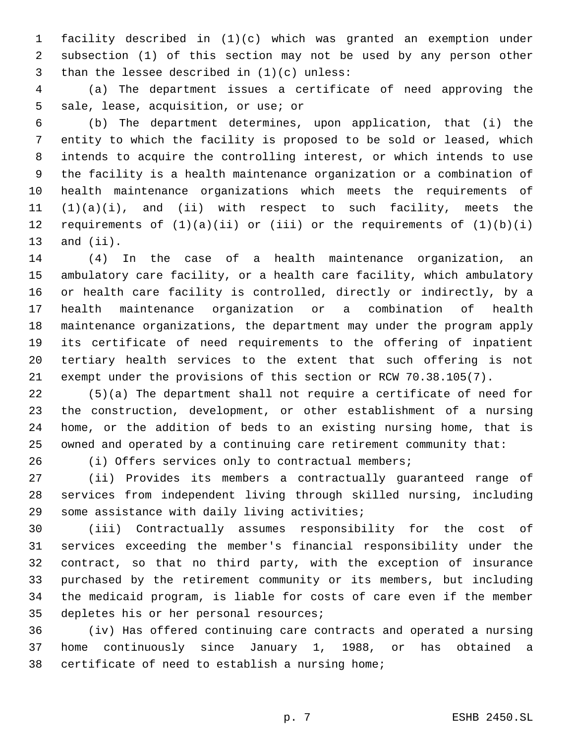facility described in (1)(c) which was granted an exemption under subsection (1) of this section may not be used by any person other than the lessee described in (1)(c) unless:

(a) The department issues a certificate of need approving the sale, lease, acquisition, or use; or

(b) The department determines, upon application, that (i) the entity to which the facility is proposed to be sold or leased, which intends to acquire the controlling interest, or which intends to use the facility is a health maintenance organization or a combination of health maintenance organizations which meets the requirements of (1)(a)(i), and (ii) with respect to such facility, meets the requirements of (1)(a)(ii) or (iii) or the requirements of (1)(b)(i) and (ii).

(4) In the case of a health maintenance organization, an ambulatory care facility, or a health care facility, which ambulatory or health care facility is controlled, directly or indirectly, by a health maintenance organization or a combination of health maintenance organizations, the department may under the program apply its certificate of need requirements to the offering of inpatient tertiary health services to the extent that such offering is not exempt under the provisions of this section or RCW 70.38.105(7).

(5)(a) The department shall not require a certificate of need for the construction, development, or other establishment of a nursing home, or the addition of beds to an existing nursing home, that is owned and operated by a continuing care retirement community that:

(i) Offers services only to contractual members;

(ii) Provides its members a contractually guaranteed range of services from independent living through skilled nursing, including some assistance with daily living activities;

(iii) Contractually assumes responsibility for the cost of services exceeding the member's financial responsibility under the contract, so that no third party, with the exception of insurance purchased by the retirement community or its members, but including the medicaid program, is liable for costs of care even if the member depletes his or her personal resources;

(iv) Has offered continuing care contracts and operated a nursing home continuously since January 1, 1988, or has obtained a certificate of need to establish a nursing home;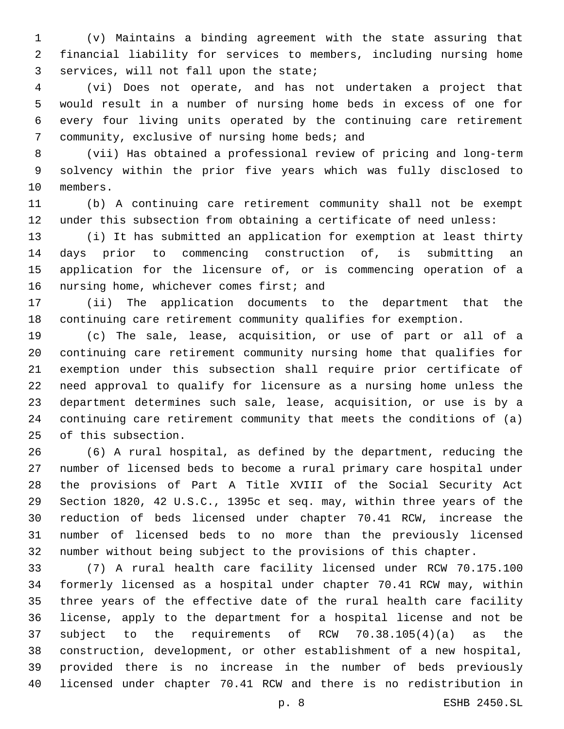(v) Maintains a binding agreement with the state assuring that financial liability for services to members, including nursing home services, will not fall upon the state;

(vi) Does not operate, and has not undertaken a project that would result in a number of nursing home beds in excess of one for every four living units operated by the continuing care retirement community, exclusive of nursing home beds; and

(vii) Has obtained a professional review of pricing and long-term solvency within the prior five years which was fully disclosed to members.

(b) A continuing care retirement community shall not be exempt under this subsection from obtaining a certificate of need unless:

(i) It has submitted an application for exemption at least thirty days prior to commencing construction of, is submitting an application for the licensure of, or is commencing operation of a nursing home, whichever comes first; and

(ii) The application documents to the department that the continuing care retirement community qualifies for exemption.

(c) The sale, lease, acquisition, or use of part or all of a continuing care retirement community nursing home that qualifies for exemption under this subsection shall require prior certificate of need approval to qualify for licensure as a nursing home unless the department determines such sale, lease, acquisition, or use is by a continuing care retirement community that meets the conditions of (a) of this subsection.

(6) A rural hospital, as defined by the department, reducing the number of licensed beds to become a rural primary care hospital under the provisions of Part A Title XVIII of the Social Security Act Section 1820, 42 U.S.C., 1395c et seq. may, within three years of the reduction of beds licensed under chapter 70.41 RCW, increase the number of licensed beds to no more than the previously licensed number without being subject to the provisions of this chapter.

(7) A rural health care facility licensed under RCW 70.175.100 formerly licensed as a hospital under chapter 70.41 RCW may, within three years of the effective date of the rural health care facility license, apply to the department for a hospital license and not be subject to the requirements of RCW 70.38.105(4)(a) as the construction, development, or other establishment of a new hospital, provided there is no increase in the number of beds previously licensed under chapter 70.41 RCW and there is no redistribution in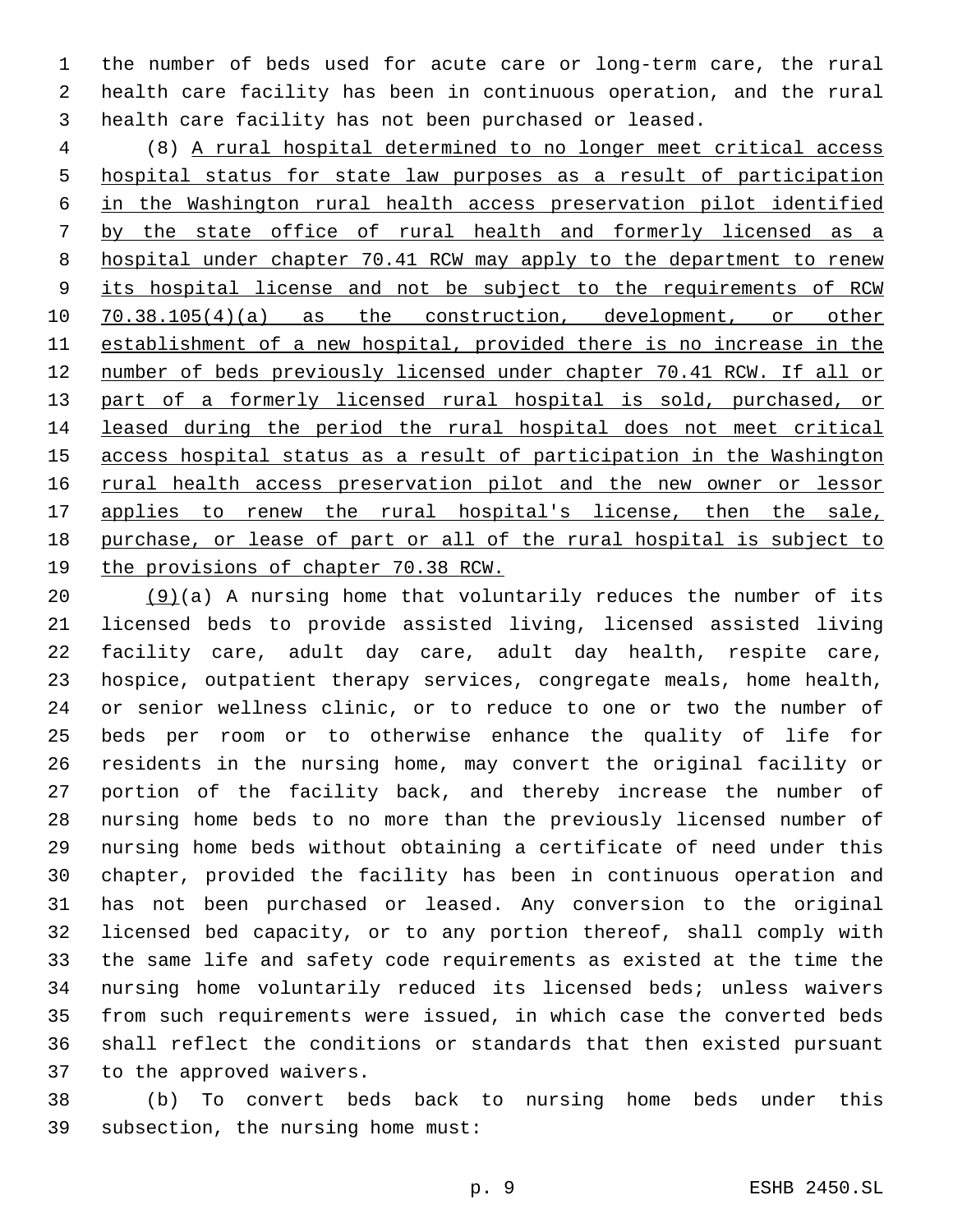the number of beds used for acute care or long-term care, the rural health care facility has been in continuous operation, and the rural health care facility has not been purchased or leased.

(8) <u>A rural hospital determined to no longer meet critical access hospital status for state law purposes as a result of participation in the Washington rural health access preservation pilot identified by the state office of rural health and formerly licensed as a hospital under chapter 70.41 RCW may apply to the department to renew its hospital license and not be subject to the requirements of RCW 70.38.105(4)(a) as the construction, development, or other establishment of a new hospital, provided there is no increase in the number of beds previously licensed under chapter 70.41 RCW. If all or part of a formerly licensed rural hospital is sold, purchased, or leased during the period the rural hospital does not meet critical access hospital status as a result of participation in the Washington rural health access preservation pilot and the new owner or lessor applies to renew the rural hospital's license, then the sale, purchase, or lease of part or all of the rural hospital is subject to the provisions of chapter 70.38 RCW.</u>

<u>(9)</u>(a) A nursing home that voluntarily reduces the number of its licensed beds to provide assisted living, licensed assisted living facility care, adult day care, adult day health, respite care, hospice, outpatient therapy services, congregate meals, home health, or senior wellness clinic, or to reduce to one or two the number of beds per room or to otherwise enhance the quality of life for residents in the nursing home, may convert the original facility or portion of the facility back, and thereby increase the number of nursing home beds to no more than the previously licensed number of nursing home beds without obtaining a certificate of need under this chapter, provided the facility has been in continuous operation and has not been purchased or leased. Any conversion to the original licensed bed capacity, or to any portion thereof, shall comply with the same life and safety code requirements as existed at the time the nursing home voluntarily reduced its licensed beds; unless waivers from such requirements were issued, in which case the converted beds shall reflect the conditions or standards that then existed pursuant to the approved waivers.

(b) To convert beds back to nursing home beds under this subsection, the nursing home must: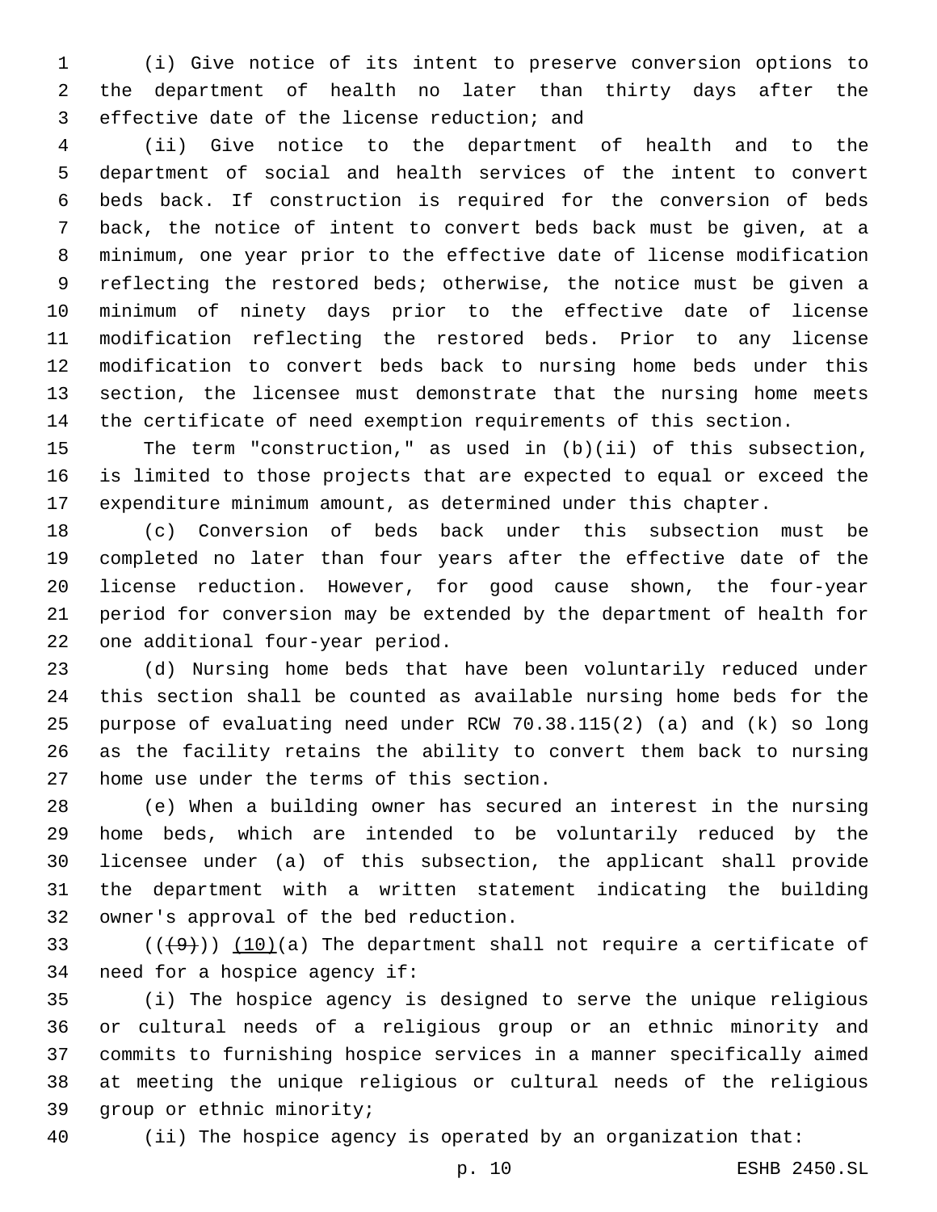(i) Give notice of its intent to preserve conversion options to the department of health no later than thirty days after the effective date of the license reduction; and

(ii) Give notice to the department of health and to the department of social and health services of the intent to convert beds back. If construction is required for the conversion of beds back, the notice of intent to convert beds back must be given, at a minimum, one year prior to the effective date of license modification reflecting the restored beds; otherwise, the notice must be given a minimum of ninety days prior to the effective date of license modification reflecting the restored beds. Prior to any license modification to convert beds back to nursing home beds under this section, the licensee must demonstrate that the nursing home meets the certificate of need exemption requirements of this section.

The term "construction," as used in (b)(ii) of this subsection, is limited to those projects that are expected to equal or exceed the expenditure minimum amount, as determined under this chapter.

(c) Conversion of beds back under this subsection must be completed no later than four years after the effective date of the license reduction. However, for good cause shown, the four-year period for conversion may be extended by the department of health for one additional four-year period.

(d) Nursing home beds that have been voluntarily reduced under this section shall be counted as available nursing home beds for the purpose of evaluating need under RCW 70.38.115(2) (a) and (k) so long as the facility retains the ability to convert them back to nursing home use under the terms of this section.

(e) When a building owner has secured an interest in the nursing home beds, which are intended to be voluntarily reduced by the licensee under (a) of this subsection, the applicant shall provide the department with a written statement indicating the building owner's approval of the bed reduction.

~~((9))~~ (10)(a) The department shall not require a certificate of need for a hospice agency if:

(i) The hospice agency is designed to serve the unique religious or cultural needs of a religious group or an ethnic minority and commits to furnishing hospice services in a manner specifically aimed at meeting the unique religious or cultural needs of the religious group or ethnic minority;

(ii) The hospice agency is operated by an organization that: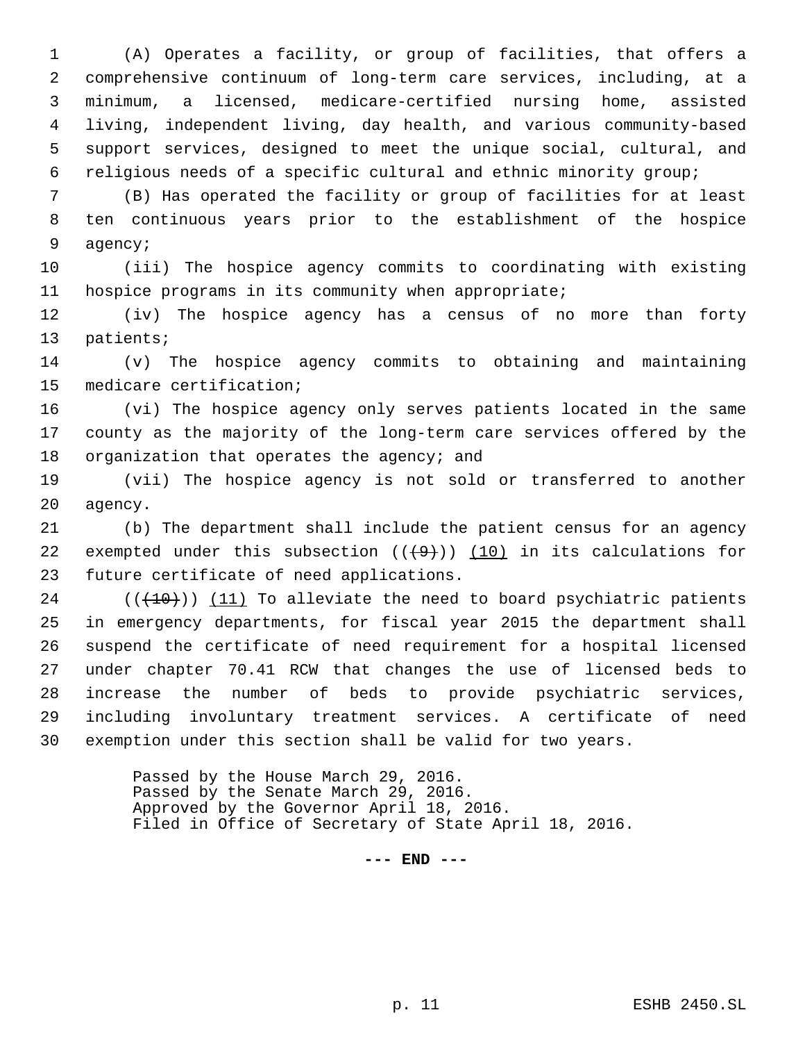(A) Operates a facility, or group of facilities, that offers a comprehensive continuum of long-term care services, including, at a minimum, a licensed, medicare-certified nursing home, assisted living, independent living, day health, and various community-based support services, designed to meet the unique social, cultural, and religious needs of a specific cultural and ethnic minority group;

(B) Has operated the facility or group of facilities for at least ten continuous years prior to the establishment of the hospice agency;

(iii) The hospice agency commits to coordinating with existing hospice programs in its community when appropriate;

(iv) The hospice agency has a census of no more than forty patients;

(v) The hospice agency commits to obtaining and maintaining medicare certification;

(vi) The hospice agency only serves patients located in the same county as the majority of the long-term care services offered by the organization that operates the agency; and

(vii) The hospice agency is not sold or transferred to another agency.

(b) The department shall include the patient census for an agency exempted under this subsection ((~~(9)~~)) <u>(10)</u> in its calculations for future certificate of need applications.

((~~(10)~~)) <u>(11)</u> To alleviate the need to board psychiatric patients in emergency departments, for fiscal year 2015 the department shall suspend the certificate of need requirement for a hospital licensed under chapter 70.41 RCW that changes the use of licensed beds to increase the number of beds to provide psychiatric services, including involuntary treatment services. A certificate of need exemption under this section shall be valid for two years.

Passed by the House March 29, 2016.
Passed by the Senate March 29, 2016.
Approved by the Governor April 18, 2016.
Filed in Office of Secretary of State April 18, 2016.

**--- END ---**